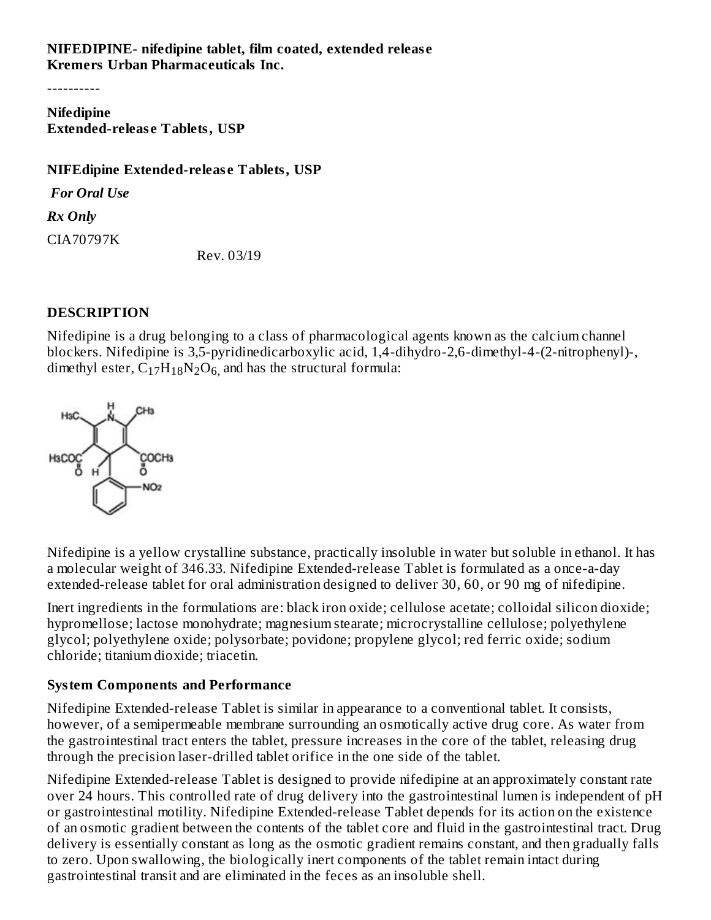**NIFEDIPINE- nifedipine tablet, film coated, extended release**
**Kremers Urban Pharmaceuticals Inc.**

----------

**Nifedipine**
**Extended-release Tablets, USP**

**NIFEdipine Extended-release Tablets, USP**

***For Oral Use***

***Rx Only***

CIA70797K

Rev. 03/19

## DESCRIPTION

Nifedipine is a drug belonging to a class of pharmacological agents known as the calcium channel blockers. Nifedipine is 3,5-pyridinedicarboxylic acid, 1,4-dihydro-2,6-dimethyl-4-(2-nitrophenyl)-, dimethyl ester, $C_{17}H_{18}N_2O_6$, and has the structural formula:

Nifedipine is a yellow crystalline substance, practically insoluble in water but soluble in ethanol. It has a molecular weight of 346.33. Nifedipine Extended-release Tablet is formulated as a once-a-day extended-release tablet for oral administration designed to deliver 30, 60, or 90 mg of nifedipine.

Inert ingredients in the formulations are: black iron oxide; cellulose acetate; colloidal silicon dioxide; hypromellose; lactose monohydrate; magnesium stearate; microcrystalline cellulose; polyethylene glycol; polyethylene oxide; polysorbate; povidone; propylene glycol; red ferric oxide; sodium chloride; titanium dioxide; triacetin.

### System Components and Performance

Nifedipine Extended-release Tablet is similar in appearance to a conventional tablet. It consists, however, of a semipermeable membrane surrounding an osmotically active drug core. As water from the gastrointestinal tract enters the tablet, pressure increases in the core of the tablet, releasing drug through the precision laser-drilled tablet orifice in the one side of the tablet.

Nifedipine Extended-release Tablet is designed to provide nifedipine at an approximately constant rate over 24 hours. This controlled rate of drug delivery into the gastrointestinal lumen is independent of pH or gastrointestinal motility. Nifedipine Extended-release Tablet depends for its action on the existence of an osmotic gradient between the contents of the tablet core and fluid in the gastrointestinal tract. Drug delivery is essentially constant as long as the osmotic gradient remains constant, and then gradually falls to zero. Upon swallowing, the biologically inert components of the tablet remain intact during gastrointestinal transit and are eliminated in the feces as an insoluble shell.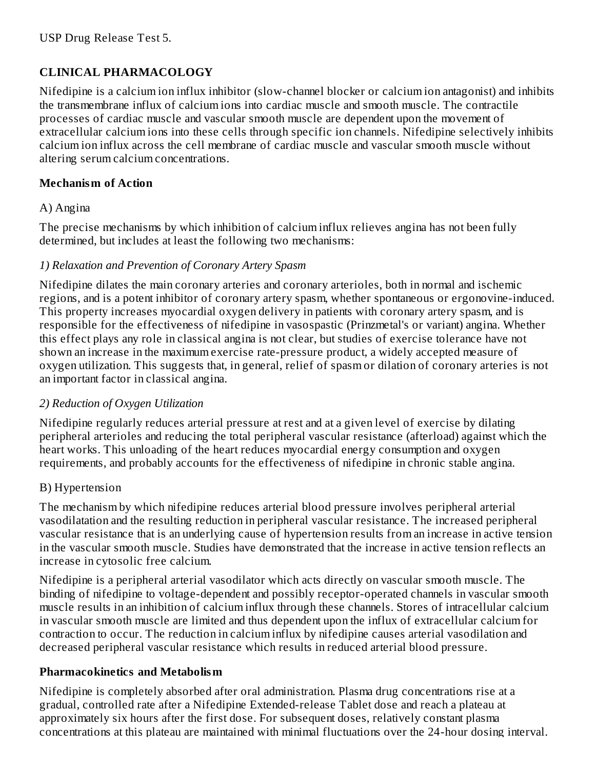USP Drug Release Test 5.

## CLINICAL PHARMACOLOGY

Nifedipine is a calcium ion influx inhibitor (slow-channel blocker or calcium ion antagonist) and inhibits the transmembrane influx of calcium ions into cardiac muscle and smooth muscle. The contractile processes of cardiac muscle and vascular smooth muscle are dependent upon the movement of extracellular calcium ions into these cells through specific ion channels. Nifedipine selectively inhibits calcium ion influx across the cell membrane of cardiac muscle and vascular smooth muscle without altering serum calcium concentrations.

### Mechanism of Action

A) Angina

The precise mechanisms by which inhibition of calcium influx relieves angina has not been fully determined, but includes at least the following two mechanisms:

*1) Relaxation and Prevention of Coronary Artery Spasm*

Nifedipine dilates the main coronary arteries and coronary arterioles, both in normal and ischemic regions, and is a potent inhibitor of coronary artery spasm, whether spontaneous or ergonovine-induced. This property increases myocardial oxygen delivery in patients with coronary artery spasm, and is responsible for the effectiveness of nifedipine in vasospastic (Prinzmetal's or variant) angina. Whether this effect plays any role in classical angina is not clear, but studies of exercise tolerance have not shown an increase in the maximum exercise rate-pressure product, a widely accepted measure of oxygen utilization. This suggests that, in general, relief of spasm or dilation of coronary arteries is not an important factor in classical angina.

*2) Reduction of Oxygen Utilization*

Nifedipine regularly reduces arterial pressure at rest and at a given level of exercise by dilating peripheral arterioles and reducing the total peripheral vascular resistance (afterload) against which the heart works. This unloading of the heart reduces myocardial energy consumption and oxygen requirements, and probably accounts for the effectiveness of nifedipine in chronic stable angina.

B) Hypertension

The mechanism by which nifedipine reduces arterial blood pressure involves peripheral arterial vasodilatation and the resulting reduction in peripheral vascular resistance. The increased peripheral vascular resistance that is an underlying cause of hypertension results from an increase in active tension in the vascular smooth muscle. Studies have demonstrated that the increase in active tension reflects an increase in cytosolic free calcium.

Nifedipine is a peripheral arterial vasodilator which acts directly on vascular smooth muscle. The binding of nifedipine to voltage-dependent and possibly receptor-operated channels in vascular smooth muscle results in an inhibition of calcium influx through these channels. Stores of intracellular calcium in vascular smooth muscle are limited and thus dependent upon the influx of extracellular calcium for contraction to occur. The reduction in calcium influx by nifedipine causes arterial vasodilation and decreased peripheral vascular resistance which results in reduced arterial blood pressure.

### Pharmacokinetics and Metabolism

Nifedipine is completely absorbed after oral administration. Plasma drug concentrations rise at a gradual, controlled rate after a Nifedipine Extended-release Tablet dose and reach a plateau at approximately six hours after the first dose. For subsequent doses, relatively constant plasma concentrations at this plateau are maintained with minimal fluctuations over the 24-hour dosing interval.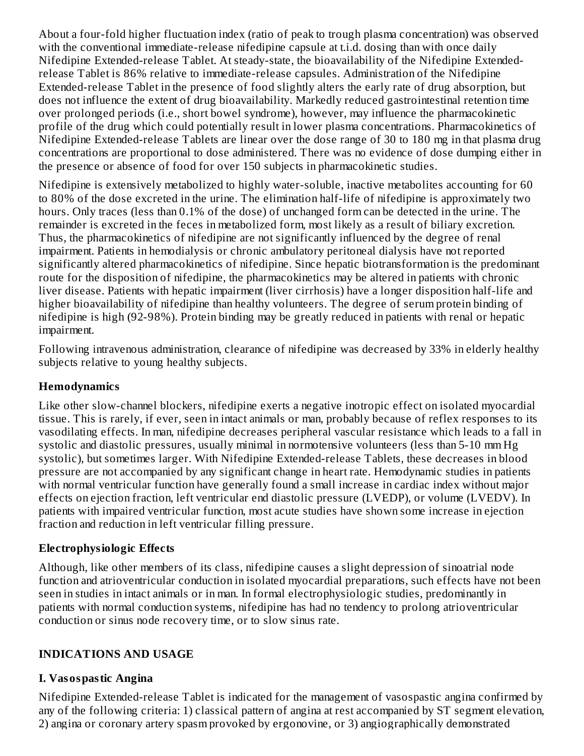About a four-fold higher fluctuation index (ratio of peak to trough plasma concentration) was observed with the conventional immediate-release nifedipine capsule at t.i.d. dosing than with once daily Nifedipine Extended-release Tablet. At steady-state, the bioavailability of the Nifedipine Extended-release Tablet is 86% relative to immediate-release capsules. Administration of the Nifedipine Extended-release Tablet in the presence of food slightly alters the early rate of drug absorption, but does not influence the extent of drug bioavailability. Markedly reduced gastrointestinal retention time over prolonged periods (i.e., short bowel syndrome), however, may influence the pharmacokinetic profile of the drug which could potentially result in lower plasma concentrations. Pharmacokinetics of Nifedipine Extended-release Tablets are linear over the dose range of 30 to 180 mg in that plasma drug concentrations are proportional to dose administered. There was no evidence of dose dumping either in the presence or absence of food for over 150 subjects in pharmacokinetic studies.

Nifedipine is extensively metabolized to highly water-soluble, inactive metabolites accounting for 60 to 80% of the dose excreted in the urine. The elimination half-life of nifedipine is approximately two hours. Only traces (less than 0.1% of the dose) of unchanged form can be detected in the urine. The remainder is excreted in the feces in metabolized form, most likely as a result of biliary excretion. Thus, the pharmacokinetics of nifedipine are not significantly influenced by the degree of renal impairment. Patients in hemodialysis or chronic ambulatory peritoneal dialysis have not reported significantly altered pharmacokinetics of nifedipine. Since hepatic biotransformation is the predominant route for the disposition of nifedipine, the pharmacokinetics may be altered in patients with chronic liver disease. Patients with hepatic impairment (liver cirrhosis) have a longer disposition half-life and higher bioavailability of nifedipine than healthy volunteers. The degree of serum protein binding of nifedipine is high (92-98%). Protein binding may be greatly reduced in patients with renal or hepatic impairment.

Following intravenous administration, clearance of nifedipine was decreased by 33% in elderly healthy subjects relative to young healthy subjects.

## Hemodynamics

Like other slow-channel blockers, nifedipine exerts a negative inotropic effect on isolated myocardial tissue. This is rarely, if ever, seen in intact animals or man, probably because of reflex responses to its vasodilating effects. In man, nifedipine decreases peripheral vascular resistance which leads to a fall in systolic and diastolic pressures, usually minimal in normotensive volunteers (less than 5-10 mm Hg systolic), but sometimes larger. With Nifedipine Extended-release Tablets, these decreases in blood pressure are not accompanied by any significant change in heart rate. Hemodynamic studies in patients with normal ventricular function have generally found a small increase in cardiac index without major effects on ejection fraction, left ventricular end diastolic pressure (LVEDP), or volume (LVEDV). In patients with impaired ventricular function, most acute studies have shown some increase in ejection fraction and reduction in left ventricular filling pressure.

## Electrophysiologic Effects

Although, like other members of its class, nifedipine causes a slight depression of sinoatrial node function and atrioventricular conduction in isolated myocardial preparations, such effects have not been seen in studies in intact animals or in man. In formal electrophysiologic studies, predominantly in patients with normal conduction systems, nifedipine has had no tendency to prolong atrioventricular conduction or sinus node recovery time, or to slow sinus rate.

# INDICATIONS AND USAGE

## I. Vasospastic Angina

Nifedipine Extended-release Tablet is indicated for the management of vasospastic angina confirmed by any of the following criteria: 1) classical pattern of angina at rest accompanied by ST segment elevation, 2) angina or coronary artery spasm provoked by ergonovine, or 3) angiographically demonstrated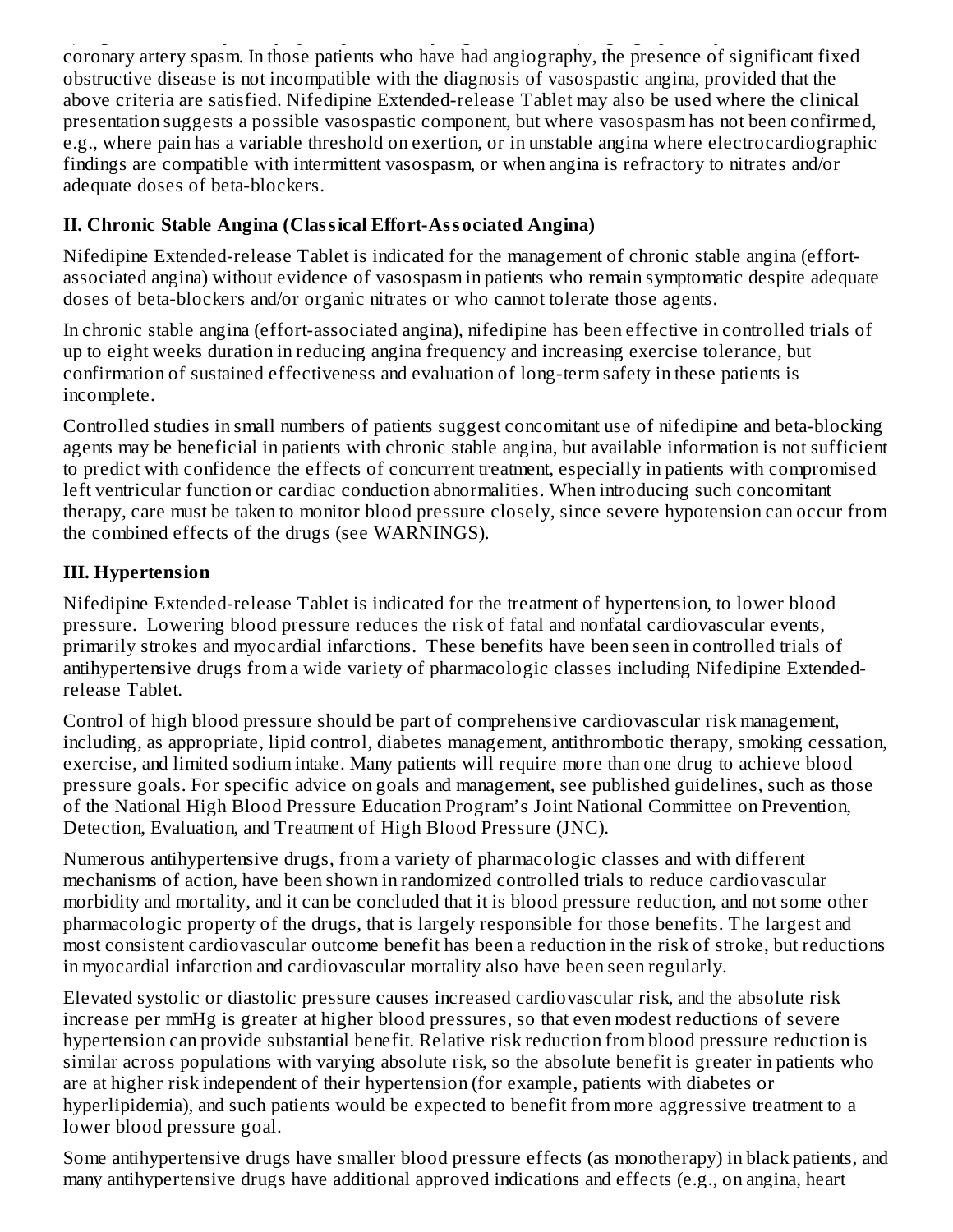coronary artery spasm. In those patients who have had angiography, the presence of significant fixed obstructive disease is not incompatible with the diagnosis of vasospastic angina, provided that the above criteria are satisfied. Nifedipine Extended-release Tablet may also be used where the clinical presentation suggests a possible vasospastic component, but where vasospasm has not been confirmed, e.g., where pain has a variable threshold on exertion, or in unstable angina where electrocardiographic findings are compatible with intermittent vasospasm, or when angina is refractory to nitrates and/or adequate doses of beta-blockers.

**II. Chronic Stable Angina (Classical Effort-Associated Angina)**

Nifedipine Extended-release Tablet is indicated for the management of chronic stable angina (effort-associated angina) without evidence of vasospasm in patients who remain symptomatic despite adequate doses of beta-blockers and/or organic nitrates or who cannot tolerate those agents.

In chronic stable angina (effort-associated angina), nifedipine has been effective in controlled trials of up to eight weeks duration in reducing angina frequency and increasing exercise tolerance, but confirmation of sustained effectiveness and evaluation of long-term safety in these patients is incomplete.

Controlled studies in small numbers of patients suggest concomitant use of nifedipine and beta-blocking agents may be beneficial in patients with chronic stable angina, but available information is not sufficient to predict with confidence the effects of concurrent treatment, especially in patients with compromised left ventricular function or cardiac conduction abnormalities. When introducing such concomitant therapy, care must be taken to monitor blood pressure closely, since severe hypotension can occur from the combined effects of the drugs (see WARNINGS).

**III. Hypertension**

Nifedipine Extended-release Tablet is indicated for the treatment of hypertension, to lower blood pressure. Lowering blood pressure reduces the risk of fatal and nonfatal cardiovascular events, primarily strokes and myocardial infarctions. These benefits have been seen in controlled trials of antihypertensive drugs from a wide variety of pharmacologic classes including Nifedipine Extended-release Tablet.

Control of high blood pressure should be part of comprehensive cardiovascular risk management, including, as appropriate, lipid control, diabetes management, antithrombotic therapy, smoking cessation, exercise, and limited sodium intake. Many patients will require more than one drug to achieve blood pressure goals. For specific advice on goals and management, see published guidelines, such as those of the National High Blood Pressure Education Program's Joint National Committee on Prevention, Detection, Evaluation, and Treatment of High Blood Pressure (JNC).

Numerous antihypertensive drugs, from a variety of pharmacologic classes and with different mechanisms of action, have been shown in randomized controlled trials to reduce cardiovascular morbidity and mortality, and it can be concluded that it is blood pressure reduction, and not some other pharmacologic property of the drugs, that is largely responsible for those benefits. The largest and most consistent cardiovascular outcome benefit has been a reduction in the risk of stroke, but reductions in myocardial infarction and cardiovascular mortality also have been seen regularly.

Elevated systolic or diastolic pressure causes increased cardiovascular risk, and the absolute risk increase per mmHg is greater at higher blood pressures, so that even modest reductions of severe hypertension can provide substantial benefit. Relative risk reduction from blood pressure reduction is similar across populations with varying absolute risk, so the absolute benefit is greater in patients who are at higher risk independent of their hypertension (for example, patients with diabetes or hyperlipidemia), and such patients would be expected to benefit from more aggressive treatment to a lower blood pressure goal.

Some antihypertensive drugs have smaller blood pressure effects (as monotherapy) in black patients, and many antihypertensive drugs have additional approved indications and effects (e.g., on angina, heart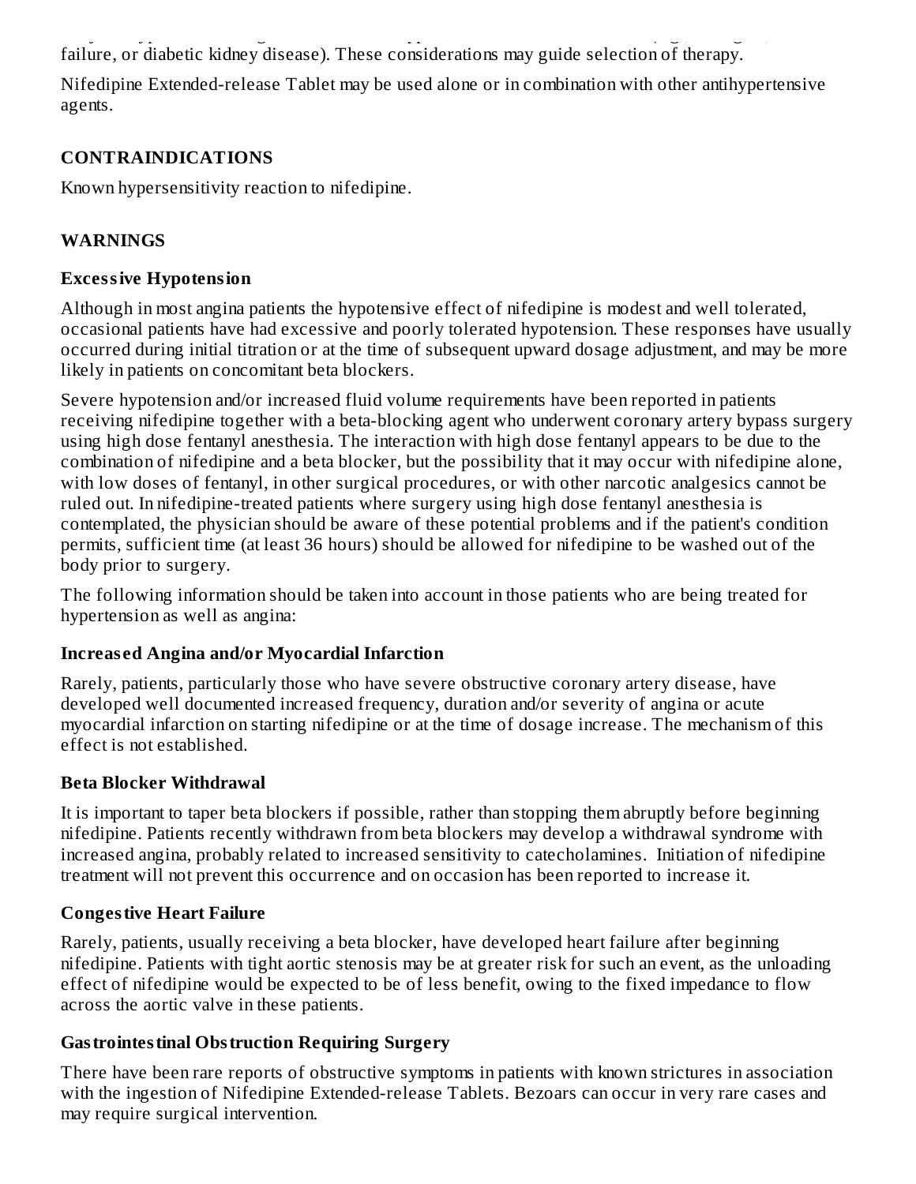failure, or diabetic kidney disease). These considerations may guide selection of therapy.

Nifedipine Extended-release Tablet may be used alone or in combination with other antihypertensive agents.

## CONTRAINDICATIONS

Known hypersensitivity reaction to nifedipine.

## WARNINGS

### Excessive Hypotension

Although in most angina patients the hypotensive effect of nifedipine is modest and well tolerated, occasional patients have had excessive and poorly tolerated hypotension. These responses have usually occurred during initial titration or at the time of subsequent upward dosage adjustment, and may be more likely in patients on concomitant beta blockers.

Severe hypotension and/or increased fluid volume requirements have been reported in patients receiving nifedipine together with a beta-blocking agent who underwent coronary artery bypass surgery using high dose fentanyl anesthesia. The interaction with high dose fentanyl appears to be due to the combination of nifedipine and a beta blocker, but the possibility that it may occur with nifedipine alone, with low doses of fentanyl, in other surgical procedures, or with other narcotic analgesics cannot be ruled out. In nifedipine-treated patients where surgery using high dose fentanyl anesthesia is contemplated, the physician should be aware of these potential problems and if the patient's condition permits, sufficient time (at least 36 hours) should be allowed for nifedipine to be washed out of the body prior to surgery.

The following information should be taken into account in those patients who are being treated for hypertension as well as angina:

### Increased Angina and/or Myocardial Infarction

Rarely, patients, particularly those who have severe obstructive coronary artery disease, have developed well documented increased frequency, duration and/or severity of angina or acute myocardial infarction on starting nifedipine or at the time of dosage increase. The mechanism of this effect is not established.

### Beta Blocker Withdrawal

It is important to taper beta blockers if possible, rather than stopping them abruptly before beginning nifedipine. Patients recently withdrawn from beta blockers may develop a withdrawal syndrome with increased angina, probably related to increased sensitivity to catecholamines. Initiation of nifedipine treatment will not prevent this occurrence and on occasion has been reported to increase it.

### Congestive Heart Failure

Rarely, patients, usually receiving a beta blocker, have developed heart failure after beginning nifedipine. Patients with tight aortic stenosis may be at greater risk for such an event, as the unloading effect of nifedipine would be expected to be of less benefit, owing to the fixed impedance to flow across the aortic valve in these patients.

### Gastrointestinal Obstruction Requiring Surgery

There have been rare reports of obstructive symptoms in patients with known strictures in association with the ingestion of Nifedipine Extended-release Tablets. Bezoars can occur in very rare cases and may require surgical intervention.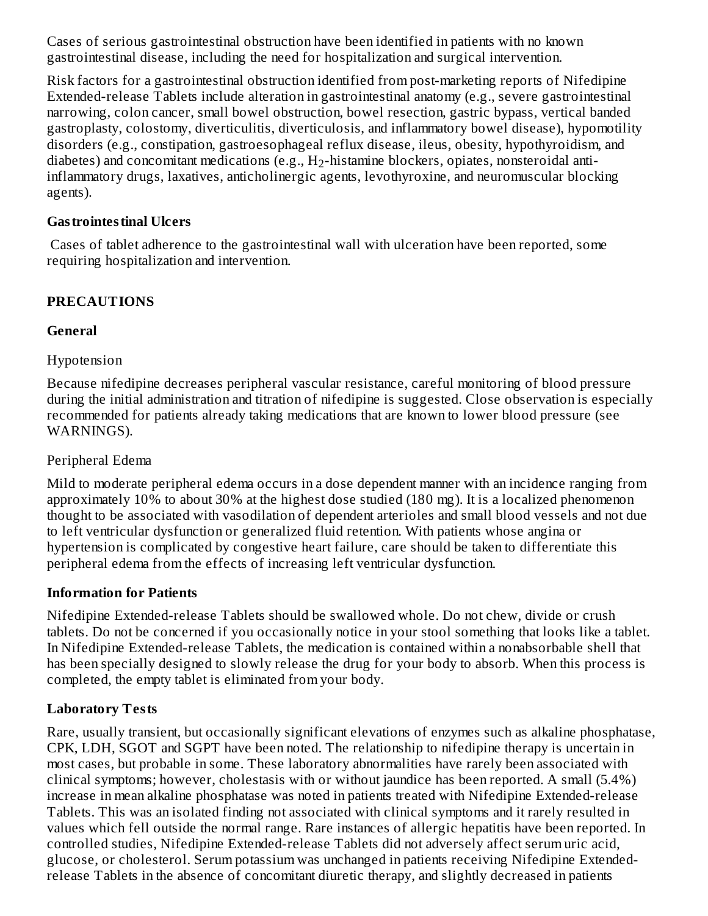Cases of serious gastrointestinal obstruction have been identified in patients with no known gastrointestinal disease, including the need for hospitalization and surgical intervention.

Risk factors for a gastrointestinal obstruction identified from post-marketing reports of Nifedipine Extended-release Tablets include alteration in gastrointestinal anatomy (e.g., severe gastrointestinal narrowing, colon cancer, small bowel obstruction, bowel resection, gastric bypass, vertical banded gastroplasty, colostomy, diverticulitis, diverticulosis, and inflammatory bowel disease), hypomotility disorders (e.g., constipation, gastroesophageal reflux disease, ileus, obesity, hypothyroidism, and diabetes) and concomitant medications (e.g., $H_2$-histamine blockers, opiates, nonsteroidal anti-inflammatory drugs, laxatives, anticholinergic agents, levothyroxine, and neuromuscular blocking agents).

**Gastrointestinal Ulcers**

Cases of tablet adherence to the gastrointestinal wall with ulceration have been reported, some requiring hospitalization and intervention.

## PRECAUTIONS

### General

Hypotension

Because nifedipine decreases peripheral vascular resistance, careful monitoring of blood pressure during the initial administration and titration of nifedipine is suggested. Close observation is especially recommended for patients already taking medications that are known to lower blood pressure (see WARNINGS).

Peripheral Edema

Mild to moderate peripheral edema occurs in a dose dependent manner with an incidence ranging from approximately 10% to about 30% at the highest dose studied (180 mg). It is a localized phenomenon thought to be associated with vasodilation of dependent arterioles and small blood vessels and not due to left ventricular dysfunction or generalized fluid retention. With patients whose angina or hypertension is complicated by congestive heart failure, care should be taken to differentiate this peripheral edema from the effects of increasing left ventricular dysfunction.

### Information for Patients

Nifedipine Extended-release Tablets should be swallowed whole. Do not chew, divide or crush tablets. Do not be concerned if you occasionally notice in your stool something that looks like a tablet. In Nifedipine Extended-release Tablets, the medication is contained within a nonabsorbable shell that has been specially designed to slowly release the drug for your body to absorb. When this process is completed, the empty tablet is eliminated from your body.

### Laboratory Tests

Rare, usually transient, but occasionally significant elevations of enzymes such as alkaline phosphatase, CPK, LDH, SGOT and SGPT have been noted. The relationship to nifedipine therapy is uncertain in most cases, but probable in some. These laboratory abnormalities have rarely been associated with clinical symptoms; however, cholestasis with or without jaundice has been reported. A small (5.4%) increase in mean alkaline phosphatase was noted in patients treated with Nifedipine Extended-release Tablets. This was an isolated finding not associated with clinical symptoms and it rarely resulted in values which fell outside the normal range. Rare instances of allergic hepatitis have been reported. In controlled studies, Nifedipine Extended-release Tablets did not adversely affect serum uric acid, glucose, or cholesterol. Serum potassium was unchanged in patients receiving Nifedipine Extended-release Tablets in the absence of concomitant diuretic therapy, and slightly decreased in patients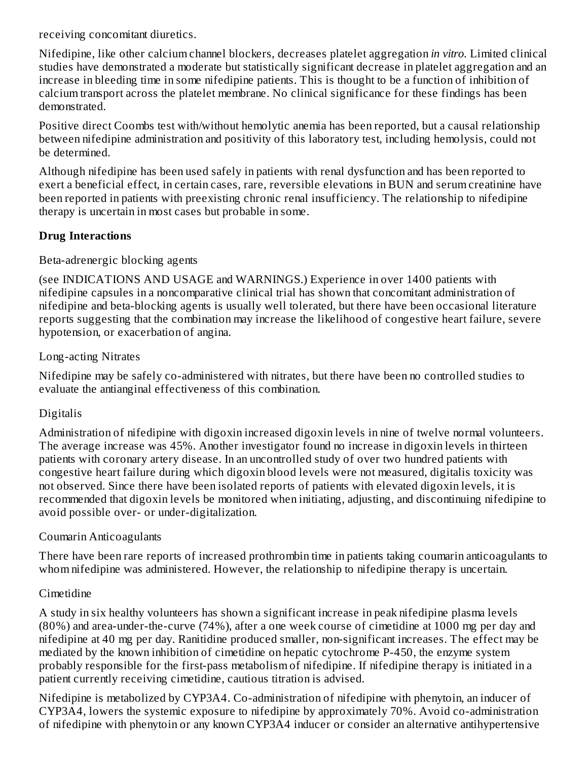receiving concomitant diuretics.

Nifedipine, like other calcium channel blockers, decreases platelet aggregation *in vitro*. Limited clinical studies have demonstrated a moderate but statistically significant decrease in platelet aggregation and an increase in bleeding time in some nifedipine patients. This is thought to be a function of inhibition of calcium transport across the platelet membrane. No clinical significance for these findings has been demonstrated.

Positive direct Coombs test with/without hemolytic anemia has been reported, but a causal relationship between nifedipine administration and positivity of this laboratory test, including hemolysis, could not be determined.

Although nifedipine has been used safely in patients with renal dysfunction and has been reported to exert a beneficial effect, in certain cases, rare, reversible elevations in BUN and serum creatinine have been reported in patients with preexisting chronic renal insufficiency. The relationship to nifedipine therapy is uncertain in most cases but probable in some.

## Drug Interactions

Beta-adrenergic blocking agents

(see INDICATIONS AND USAGE and WARNINGS.) Experience in over 1400 patients with nifedipine capsules in a noncomparative clinical trial has shown that concomitant administration of nifedipine and beta-blocking agents is usually well tolerated, but there have been occasional literature reports suggesting that the combination may increase the likelihood of congestive heart failure, severe hypotension, or exacerbation of angina.

Long-acting Nitrates

Nifedipine may be safely co-administered with nitrates, but there have been no controlled studies to evaluate the antianginal effectiveness of this combination.

Digitalis

Administration of nifedipine with digoxin increased digoxin levels in nine of twelve normal volunteers. The average increase was 45%. Another investigator found no increase in digoxin levels in thirteen patients with coronary artery disease. In an uncontrolled study of over two hundred patients with congestive heart failure during which digoxin blood levels were not measured, digitalis toxicity was not observed. Since there have been isolated reports of patients with elevated digoxin levels, it is recommended that digoxin levels be monitored when initiating, adjusting, and discontinuing nifedipine to avoid possible over- or under-digitalization.

Coumarin Anticoagulants

There have been rare reports of increased prothrombin time in patients taking coumarin anticoagulants to whom nifedipine was administered. However, the relationship to nifedipine therapy is uncertain.

Cimetidine

A study in six healthy volunteers has shown a significant increase in peak nifedipine plasma levels (80%) and area-under-the-curve (74%), after a one week course of cimetidine at 1000 mg per day and nifedipine at 40 mg per day. Ranitidine produced smaller, non-significant increases. The effect may be mediated by the known inhibition of cimetidine on hepatic cytochrome P-450, the enzyme system probably responsible for the first-pass metabolism of nifedipine. If nifedipine therapy is initiated in a patient currently receiving cimetidine, cautious titration is advised.

Nifedipine is metabolized by CYP3A4. Co-administration of nifedipine with phenytoin, an inducer of CYP3A4, lowers the systemic exposure to nifedipine by approximately 70%. Avoid co-administration of nifedipine with phenytoin or any known CYP3A4 inducer or consider an alternative antihypertensive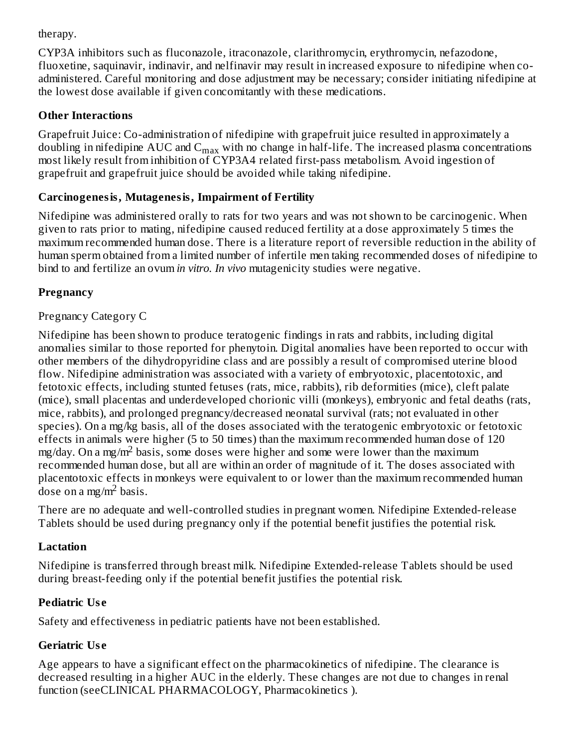therapy.

CYP3A inhibitors such as fluconazole, itraconazole, clarithromycin, erythromycin, nefazodone, fluoxetine, saquinavir, indinavir, and nelfinavir may result in increased exposure to nifedipine when co-administered. Careful monitoring and dose adjustment may be necessary; consider initiating nifedipine at the lowest dose available if given concomitantly with these medications.

**Other Interactions**

Grapefruit Juice: Co-administration of nifedipine with grapefruit juice resulted in approximately a doubling in nifedipine AUC and $C_{max}$ with no change in half-life. The increased plasma concentrations most likely result from inhibition of CYP3A4 related first-pass metabolism. Avoid ingestion of grapefruit and grapefruit juice should be avoided while taking nifedipine.

**Carcinogenesis, Mutagenesis, Impairment of Fertility**

Nifedipine was administered orally to rats for two years and was not shown to be carcinogenic. When given to rats prior to mating, nifedipine caused reduced fertility at a dose approximately 5 times the maximum recommended human dose. There is a literature report of reversible reduction in the ability of human sperm obtained from a limited number of infertile men taking recommended doses of nifedipine to bind to and fertilize an ovum *in vitro. In vivo* mutagenicity studies were negative.

**Pregnancy**

Pregnancy Category C

Nifedipine has been shown to produce teratogenic findings in rats and rabbits, including digital anomalies similar to those reported for phenytoin. Digital anomalies have been reported to occur with other members of the dihydropyridine class and are possibly a result of compromised uterine blood flow. Nifedipine administration was associated with a variety of embryotoxic, placentotoxic, and fetotoxic effects, including stunted fetuses (rats, mice, rabbits), rib deformities (mice), cleft palate (mice), small placentas and underdeveloped chorionic villi (monkeys), embryonic and fetal deaths (rats, mice, rabbits), and prolonged pregnancy/decreased neonatal survival (rats; not evaluated in other species). On a mg/kg basis, all of the doses associated with the teratogenic embryotoxic or fetotoxic effects in animals were higher (5 to 50 times) than the maximum recommended human dose of 120 mg/day. On a mg/$m^2$ basis, some doses were higher and some were lower than the maximum recommended human dose, but all are within an order of magnitude of it. The doses associated with placentotoxic effects in monkeys were equivalent to or lower than the maximum recommended human dose on a mg/$m^2$ basis.

There are no adequate and well-controlled studies in pregnant women. Nifedipine Extended-release Tablets should be used during pregnancy only if the potential benefit justifies the potential risk.

**Lactation**

Nifedipine is transferred through breast milk. Nifedipine Extended-release Tablets should be used during breast-feeding only if the potential benefit justifies the potential risk.

**Pediatric Use**

Safety and effectiveness in pediatric patients have not been established.

**Geriatric Use**

Age appears to have a significant effect on the pharmacokinetics of nifedipine. The clearance is decreased resulting in a higher AUC in the elderly. These changes are not due to changes in renal function (seeCLINICAL PHARMACOLOGY, Pharmacokinetics ).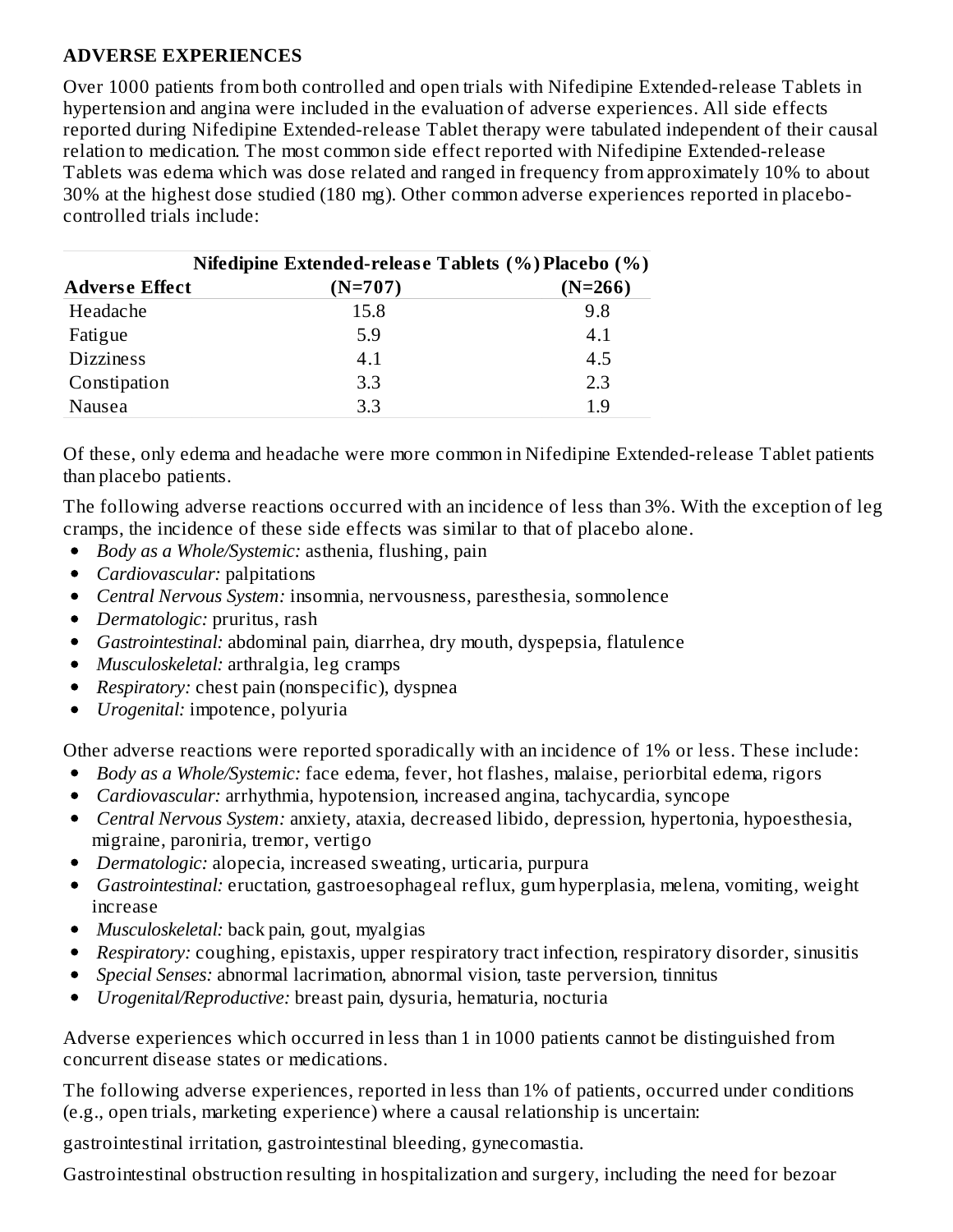**ADVERSE EXPERIENCES**

Over 1000 patients from both controlled and open trials with Nifedipine Extended-release Tablets in hypertension and angina were included in the evaluation of adverse experiences. All side effects reported during Nifedipine Extended-release Tablet therapy were tabulated independent of their causal relation to medication. The most common side effect reported with Nifedipine Extended-release Tablets was edema which was dose related and ranged in frequency from approximately 10% to about 30% at the highest dose studied (180 mg). Other common adverse experiences reported in placebo-controlled trials include:

| Adverse Effect | Nifedipine Extended-release Tablets (%) (N=707) | Placebo (%) (N=266) |
|---|---|---|
| Headache | 15.8 | 9.8 |
| Fatigue | 5.9 | 4.1 |
| Dizziness | 4.1 | 4.5 |
| Constipation | 3.3 | 2.3 |
| Nausea | 3.3 | 1.9 |

Of these, only edema and headache were more common in Nifedipine Extended-release Tablet patients than placebo patients.

The following adverse reactions occurred with an incidence of less than 3%. With the exception of leg cramps, the incidence of these side effects was similar to that of placebo alone.

- *Body as a Whole/Systemic:* asthenia, flushing, pain
- *Cardiovascular:* palpitations
- *Central Nervous System:* insomnia, nervousness, paresthesia, somnolence
- *Dermatologic:* pruritus, rash
- *Gastrointestinal:* abdominal pain, diarrhea, dry mouth, dyspepsia, flatulence
- *Musculoskeletal:* arthralgia, leg cramps
- *Respiratory:* chest pain (nonspecific), dyspnea
- *Urogenital:* impotence, polyuria

Other adverse reactions were reported sporadically with an incidence of 1% or less. These include:

- *Body as a Whole/Systemic:* face edema, fever, hot flashes, malaise, periorbital edema, rigors
- *Cardiovascular:* arrhythmia, hypotension, increased angina, tachycardia, syncope
- *Central Nervous System:* anxiety, ataxia, decreased libido, depression, hypertonia, hypoesthesia, migraine, paroniria, tremor, vertigo
- *Dermatologic:* alopecia, increased sweating, urticaria, purpura
- *Gastrointestinal:* eructation, gastroesophageal reflux, gum hyperplasia, melena, vomiting, weight increase
- *Musculoskeletal:* back pain, gout, myalgias
- *Respiratory:* coughing, epistaxis, upper respiratory tract infection, respiratory disorder, sinusitis
- *Special Senses:* abnormal lacrimation, abnormal vision, taste perversion, tinnitus
- *Urogenital/Reproductive:* breast pain, dysuria, hematuria, nocturia

Adverse experiences which occurred in less than 1 in 1000 patients cannot be distinguished from concurrent disease states or medications.

The following adverse experiences, reported in less than 1% of patients, occurred under conditions (e.g., open trials, marketing experience) where a causal relationship is uncertain:

gastrointestinal irritation, gastrointestinal bleeding, gynecomastia.

Gastrointestinal obstruction resulting in hospitalization and surgery, including the need for bezoar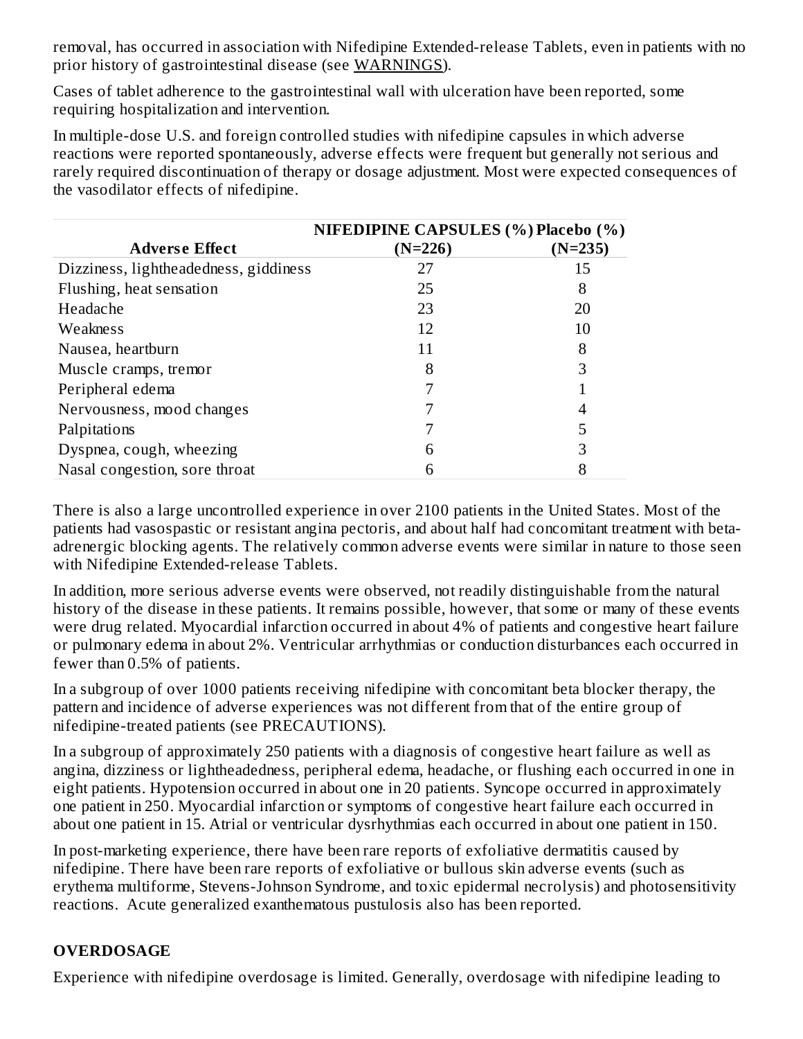removal, has occurred in association with Nifedipine Extended-release Tablets, even in patients with no prior history of gastrointestinal disease (see WARNINGS).

Cases of tablet adherence to the gastrointestinal wall with ulceration have been reported, some requiring hospitalization and intervention.

In multiple-dose U.S. and foreign controlled studies with nifedipine capsules in which adverse reactions were reported spontaneously, adverse effects were frequent but generally not serious and rarely required discontinuation of therapy or dosage adjustment. Most were expected consequences of the vasodilator effects of nifedipine.

| Adverse Effect | NIFEDIPINE CAPSULES (%) (N=226) | Placebo (%) (N=235) |
|---|---|---|
| Dizziness, lightheadedness, giddiness | 27 | 15 |
| Flushing, heat sensation | 25 | 8 |
| Headache | 23 | 20 |
| Weakness | 12 | 10 |
| Nausea, heartburn | 11 | 8 |
| Muscle cramps, tremor | 8 | 3 |
| Peripheral edema | 7 | 1 |
| Nervousness, mood changes | 7 | 4 |
| Palpitations | 7 | 5 |
| Dyspnea, cough, wheezing | 6 | 3 |
| Nasal congestion, sore throat | 6 | 8 |

There is also a large uncontrolled experience in over 2100 patients in the United States. Most of the patients had vasospastic or resistant angina pectoris, and about half had concomitant treatment with beta-adrenergic blocking agents. The relatively common adverse events were similar in nature to those seen with Nifedipine Extended-release Tablets.

In addition, more serious adverse events were observed, not readily distinguishable from the natural history of the disease in these patients. It remains possible, however, that some or many of these events were drug related. Myocardial infarction occurred in about 4% of patients and congestive heart failure or pulmonary edema in about 2%. Ventricular arrhythmias or conduction disturbances each occurred in fewer than 0.5% of patients.

In a subgroup of over 1000 patients receiving nifedipine with concomitant beta blocker therapy, the pattern and incidence of adverse experiences was not different from that of the entire group of nifedipine-treated patients (see PRECAUTIONS).

In a subgroup of approximately 250 patients with a diagnosis of congestive heart failure as well as angina, dizziness or lightheadedness, peripheral edema, headache, or flushing each occurred in one in eight patients. Hypotension occurred in about one in 20 patients. Syncope occurred in approximately one patient in 250. Myocardial infarction or symptoms of congestive heart failure each occurred in about one patient in 15. Atrial or ventricular dysrhythmias each occurred in about one patient in 150.

In post-marketing experience, there have been rare reports of exfoliative dermatitis caused by nifedipine. There have been rare reports of exfoliative or bullous skin adverse events (such as erythema multiforme, Stevens-Johnson Syndrome, and toxic epidermal necrolysis) and photosensitivity reactions. Acute generalized exanthematous pustulosis also has been reported.

## OVERDOSAGE

Experience with nifedipine overdosage is limited. Generally, overdosage with nifedipine leading to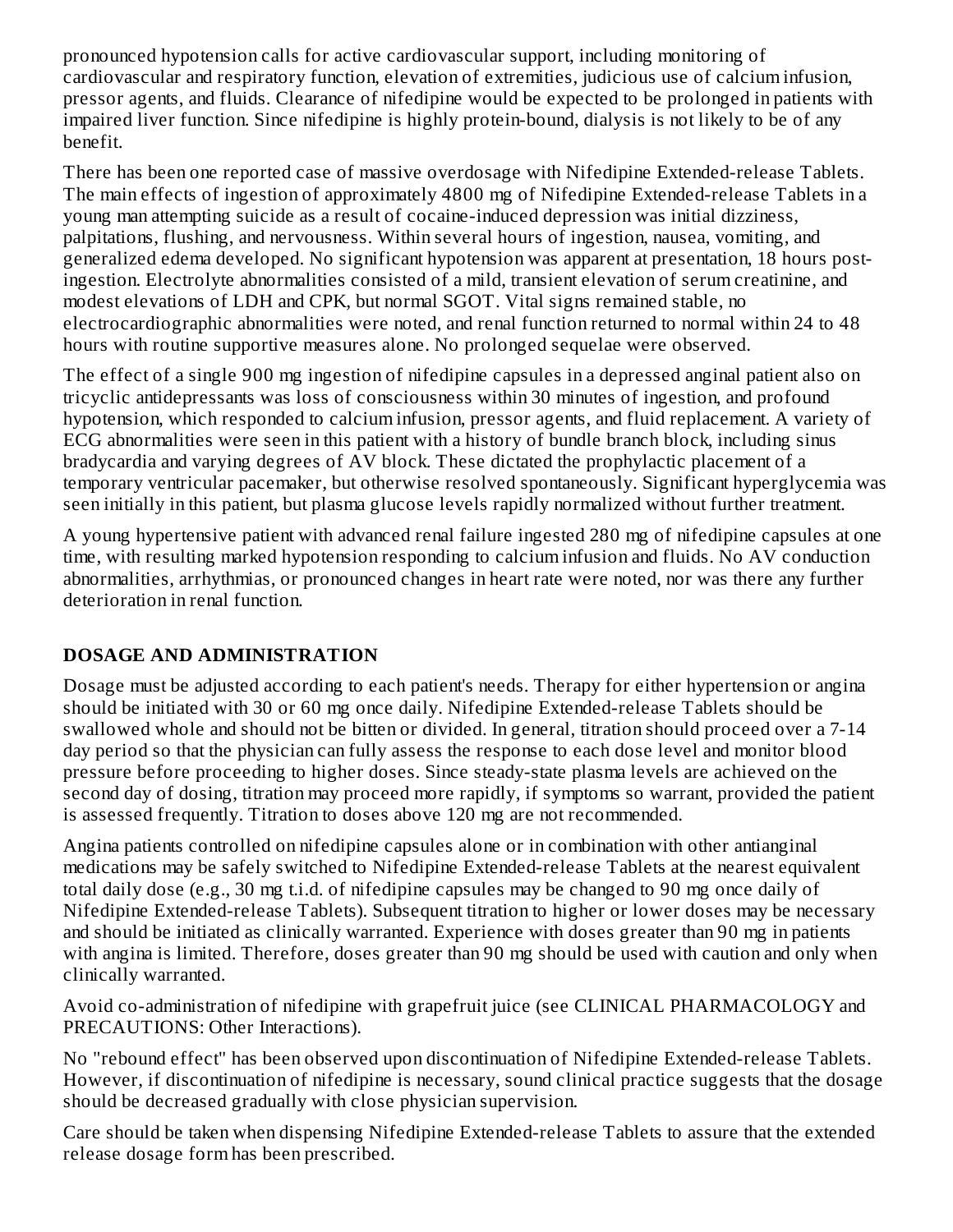pronounced hypotension calls for active cardiovascular support, including monitoring of cardiovascular and respiratory function, elevation of extremities, judicious use of calcium infusion, pressor agents, and fluids. Clearance of nifedipine would be expected to be prolonged in patients with impaired liver function. Since nifedipine is highly protein-bound, dialysis is not likely to be of any benefit.

There has been one reported case of massive overdosage with Nifedipine Extended-release Tablets. The main effects of ingestion of approximately 4800 mg of Nifedipine Extended-release Tablets in a young man attempting suicide as a result of cocaine-induced depression was initial dizziness, palpitations, flushing, and nervousness. Within several hours of ingestion, nausea, vomiting, and generalized edema developed. No significant hypotension was apparent at presentation, 18 hours post-ingestion. Electrolyte abnormalities consisted of a mild, transient elevation of serum creatinine, and modest elevations of LDH and CPK, but normal SGOT. Vital signs remained stable, no electrocardiographic abnormalities were noted, and renal function returned to normal within 24 to 48 hours with routine supportive measures alone. No prolonged sequelae were observed.

The effect of a single 900 mg ingestion of nifedipine capsules in a depressed anginal patient also on tricyclic antidepressants was loss of consciousness within 30 minutes of ingestion, and profound hypotension, which responded to calcium infusion, pressor agents, and fluid replacement. A variety of ECG abnormalities were seen in this patient with a history of bundle branch block, including sinus bradycardia and varying degrees of AV block. These dictated the prophylactic placement of a temporary ventricular pacemaker, but otherwise resolved spontaneously. Significant hyperglycemia was seen initially in this patient, but plasma glucose levels rapidly normalized without further treatment.

A young hypertensive patient with advanced renal failure ingested 280 mg of nifedipine capsules at one time, with resulting marked hypotension responding to calcium infusion and fluids. No AV conduction abnormalities, arrhythmias, or pronounced changes in heart rate were noted, nor was there any further deterioration in renal function.

## DOSAGE AND ADMINISTRATION

Dosage must be adjusted according to each patient's needs. Therapy for either hypertension or angina should be initiated with 30 or 60 mg once daily. Nifedipine Extended-release Tablets should be swallowed whole and should not be bitten or divided. In general, titration should proceed over a 7-14 day period so that the physician can fully assess the response to each dose level and monitor blood pressure before proceeding to higher doses. Since steady-state plasma levels are achieved on the second day of dosing, titration may proceed more rapidly, if symptoms so warrant, provided the patient is assessed frequently. Titration to doses above 120 mg are not recommended.

Angina patients controlled on nifedipine capsules alone or in combination with other antianginal medications may be safely switched to Nifedipine Extended-release Tablets at the nearest equivalent total daily dose (e.g., 30 mg t.i.d. of nifedipine capsules may be changed to 90 mg once daily of Nifedipine Extended-release Tablets). Subsequent titration to higher or lower doses may be necessary and should be initiated as clinically warranted. Experience with doses greater than 90 mg in patients with angina is limited. Therefore, doses greater than 90 mg should be used with caution and only when clinically warranted.

Avoid co-administration of nifedipine with grapefruit juice (see CLINICAL PHARMACOLOGY and PRECAUTIONS: Other Interactions).

No "rebound effect" has been observed upon discontinuation of Nifedipine Extended-release Tablets. However, if discontinuation of nifedipine is necessary, sound clinical practice suggests that the dosage should be decreased gradually with close physician supervision.

Care should be taken when dispensing Nifedipine Extended-release Tablets to assure that the extended release dosage form has been prescribed.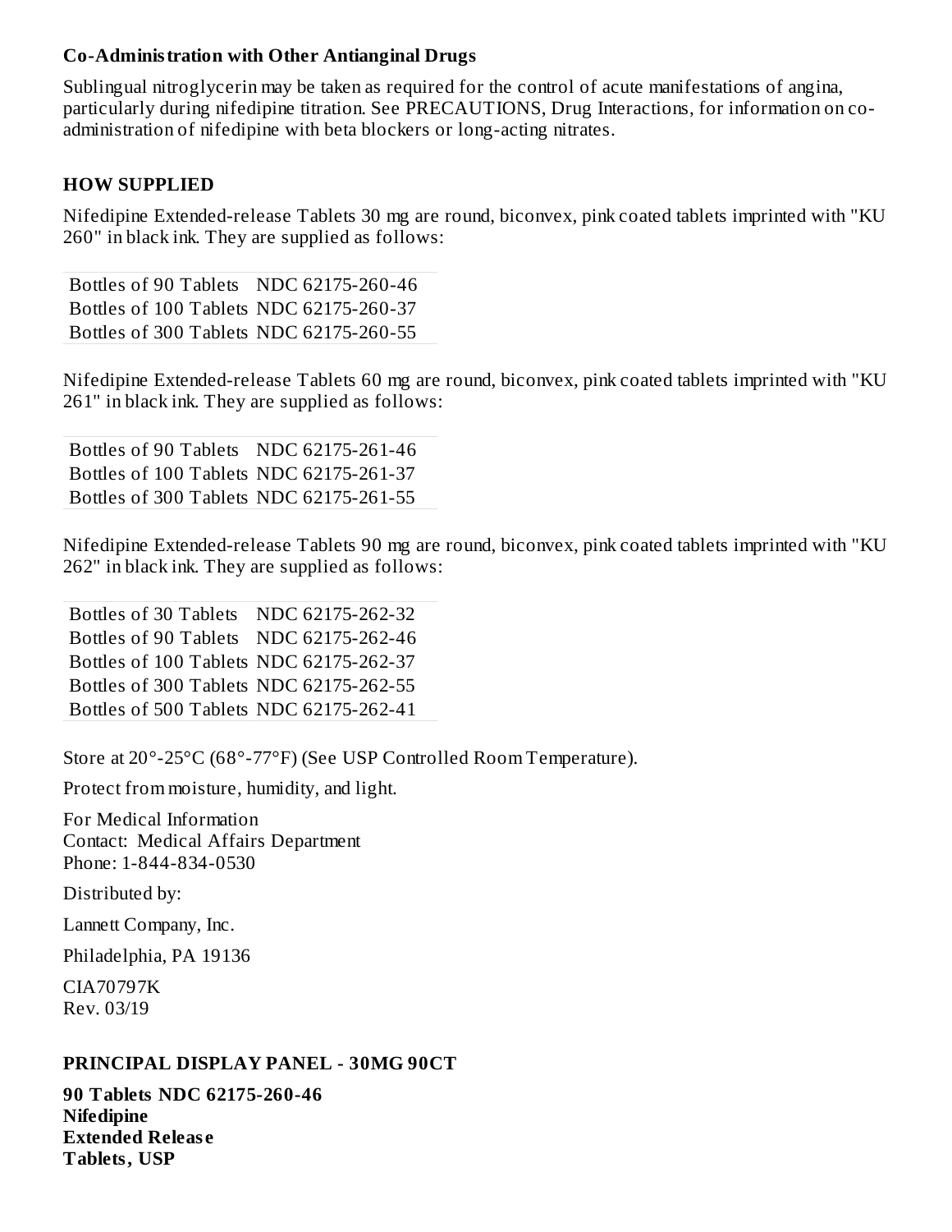### Co-Administration with Other Antianginal Drugs

Sublingual nitroglycerin may be taken as required for the control of acute manifestations of angina, particularly during nifedipine titration. See PRECAUTIONS, Drug Interactions, for information on co-administration of nifedipine with beta blockers or long-acting nitrates.

## HOW SUPPLIED

Nifedipine Extended-release Tablets 30 mg are round, biconvex, pink coated tablets imprinted with "KU 260" in black ink. They are supplied as follows:

| | |
|---|---|
| Bottles of 90 Tablets | NDC 62175-260-46 |
| Bottles of 100 Tablets | NDC 62175-260-37 |
| Bottles of 300 Tablets | NDC 62175-260-55 |

Nifedipine Extended-release Tablets 60 mg are round, biconvex, pink coated tablets imprinted with "KU 261" in black ink. They are supplied as follows:

| | |
|---|---|
| Bottles of 90 Tablets | NDC 62175-261-46 |
| Bottles of 100 Tablets | NDC 62175-261-37 |
| Bottles of 300 Tablets | NDC 62175-261-55 |

Nifedipine Extended-release Tablets 90 mg are round, biconvex, pink coated tablets imprinted with "KU 262" in black ink. They are supplied as follows:

| | |
|---|---|
| Bottles of 30 Tablets | NDC 62175-262-32 |
| Bottles of 90 Tablets | NDC 62175-262-46 |
| Bottles of 100 Tablets | NDC 62175-262-37 |
| Bottles of 300 Tablets | NDC 62175-262-55 |
| Bottles of 500 Tablets | NDC 62175-262-41 |

Store at 20°-25°C (68°-77°F) (See USP Controlled Room Temperature).

Protect from moisture, humidity, and light.

For Medical Information
Contact: Medical Affairs Department
Phone: 1-844-834-0530

Distributed by:

Lannett Company, Inc.

Philadelphia, PA 19136

CIA70797K
Rev. 03/19

## PRINCIPAL DISPLAY PANEL - 30MG 90CT

**90 Tablets NDC 62175-260-46**
**Nifedipine**
**Extended Release**
**Tablets, USP**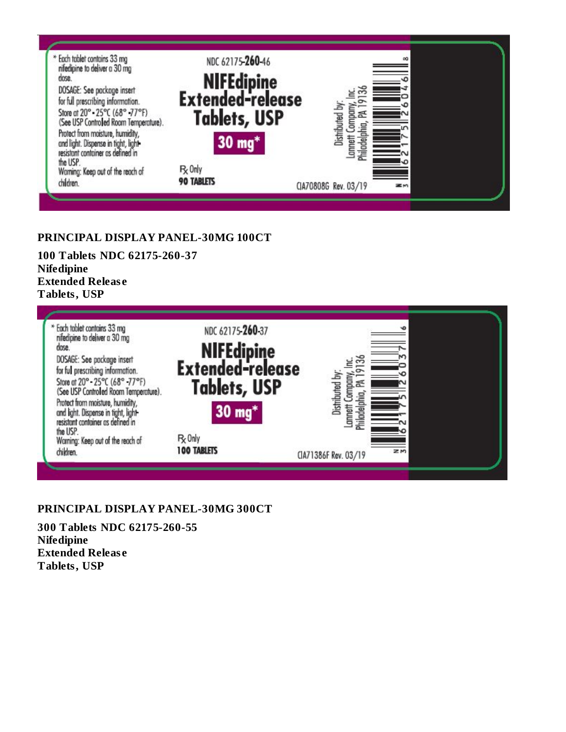* Each tablet contains 33 mg nifedipine to deliver a 30 mg dose.

DOSAGE: See package insert for full prescribing information.

Store at 20° - 25°C (68° -77°F) (See USP Controlled Room Temperature).

Protect from moisture, humidity, and light. Dispense in tight, light-resistant container as defined in the USP.

Warning: Keep out of the reach of children.

NDC 62175-260-46

NIFEdipine Extended-release Tablets, USP

30 mg*

℞ Only

90 TABLETS

Distributed by: Lannett Company, Inc. Philadelphia, PA 19136

CIA70808G Rev. 03/19

## PRINCIPAL DISPLAY PANEL-30MG 100CT

**100 Tablets NDC 62175-260-37**
**Nifedipine**
**Extended Release**
**Tablets, USP**

* Each tablet contains 33 mg nifedipine to deliver a 30 mg dose.

DOSAGE: See package insert for full prescribing information.

Store at 20° - 25°C (68° -77°F) (See USP Controlled Room Temperature).

Protect from moisture, humidity, and light. Dispense in tight, light-resistant container as defined in the USP.

Warning: Keep out of the reach of children.

NDC 62175-260-37

NIFEdipine Extended-release Tablets, USP

30 mg*

℞ Only

100 TABLETS

Distributed by: Lannett Company, Inc. Philadelphia, PA 19136

CIA71386F Rev. 03/19

## PRINCIPAL DISPLAY PANEL-30MG 300CT

**300 Tablets NDC 62175-260-55**
**Nifedipine**
**Extended Release**
**Tablets, USP**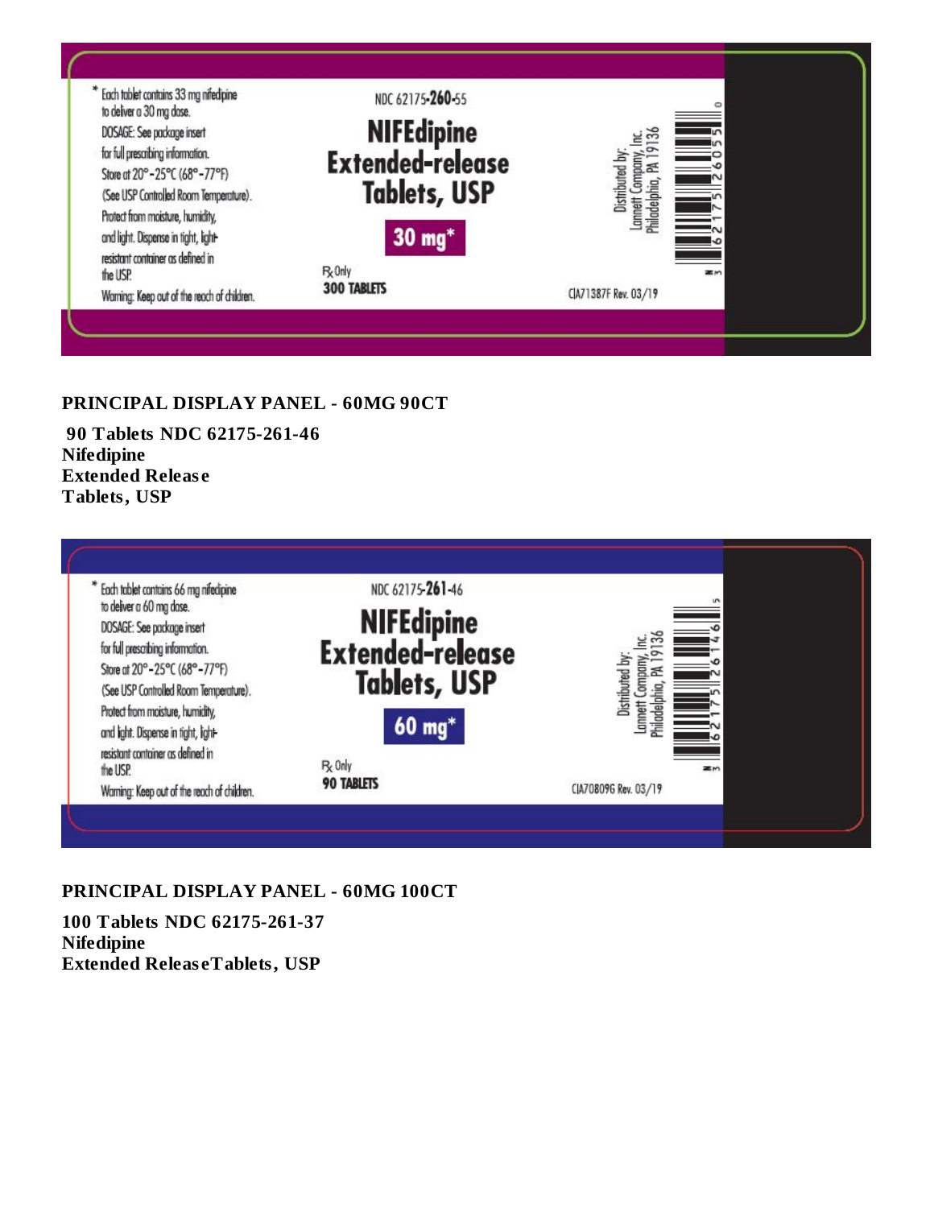\* Each tablet contains 33 mg nifedipine to deliver a 30 mg dose.
DOSAGE: See package insert for full prescribing information.
Store at 20°-25°C (68°-77°F) (See USP Controlled Room Temperature).
Protect from moisture, humidity, and light. Dispense in tight, light-resistant container as defined in the USP.
Warning: Keep out of the reach of children.

NDC 62175-260-55
NIFEdipine Extended-release Tablets, USP
30 mg\*
℞ Only
300 TABLETS

Distributed by:
Lannett Company, Inc.
Philadelphia, PA 19136

CIA71387F Rev. 03/19

**PRINCIPAL DISPLAY PANEL - 60MG 90CT**

**90 Tablets NDC 62175-261-46**
**Nifedipine**
**Extended Release**
**Tablets, USP**

\* Each tablet contains 66 mg nifedipine to deliver a 60 mg dose.
DOSAGE: See package insert for full prescribing information.
Store at 20°-25°C (68°-77°F) (See USP Controlled Room Temperature).
Protect from moisture, humidity, and light. Dispense in tight, light-resistant container as defined in the USP.
Warning: Keep out of the reach of children.

NDC 62175-261-46
NIFEdipine Extended-release Tablets, USP
60 mg\*
℞ Only
90 TABLETS

Distributed by:
Lannett Company, Inc.
Philadelphia, PA 19136

CIA70809G Rev. 03/19

**PRINCIPAL DISPLAY PANEL - 60MG 100CT**

**100 Tablets NDC 62175-261-37**
**Nifedipine**
**Extended ReleaseTablets, USP**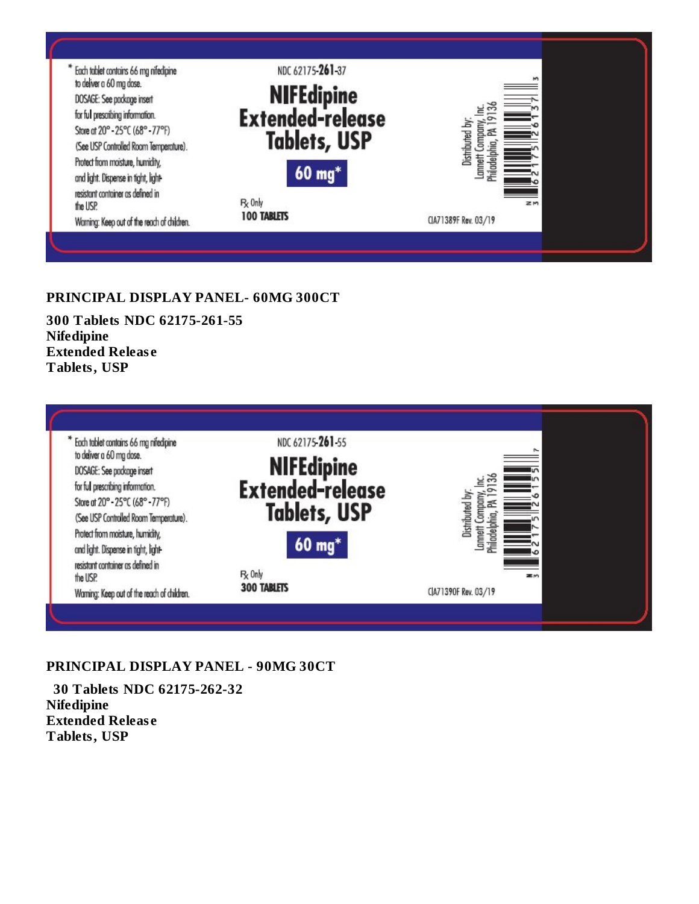\* Each tablet contains 66 mg nifedipine to deliver a 60 mg dose.
DOSAGE: See package insert for full prescribing information.
Store at 20° - 25°C (68° - 77°F) (See USP Controlled Room Temperature).
Protect from moisture, humidity, and light. Dispense in tight, light-resistant container as defined in the USP.
Warning: Keep out of the reach of children.

NDC 62175-261-37

**NIFEdipine Extended-release Tablets, USP**

**60 mg\***

℞ Only

**100 TABLETS**

Distributed by: Lannett Company, Inc. Philadelphia, PA 19136

CIA71389F Rev. 03/19

## PRINCIPAL DISPLAY PANEL- 60MG 300CT

**300 Tablets NDC 62175-261-55**
**Nifedipine**
**Extended Release**
**Tablets, USP**

\* Each tablet contains 66 mg nifedipine to deliver a 60 mg dose.
DOSAGE: See package insert for full prescribing information.
Store at 20° - 25°C (68° - 77°F) (See USP Controlled Room Temperature).
Protect from moisture, humidity, and light. Dispense in tight, light-resistant container as defined in the USP.
Warning: Keep out of the reach of children.

NDC 62175-261-55

**NIFEdipine Extended-release Tablets, USP**

**60 mg\***

℞ Only

**300 TABLETS**

Distributed by: Lannett Company, Inc. Philadelphia, PA 19136

CIA71390F Rev. 03/19

## PRINCIPAL DISPLAY PANEL - 90MG 30CT

**30 Tablets NDC 62175-262-32**
**Nifedipine**
**Extended Release**
**Tablets, USP**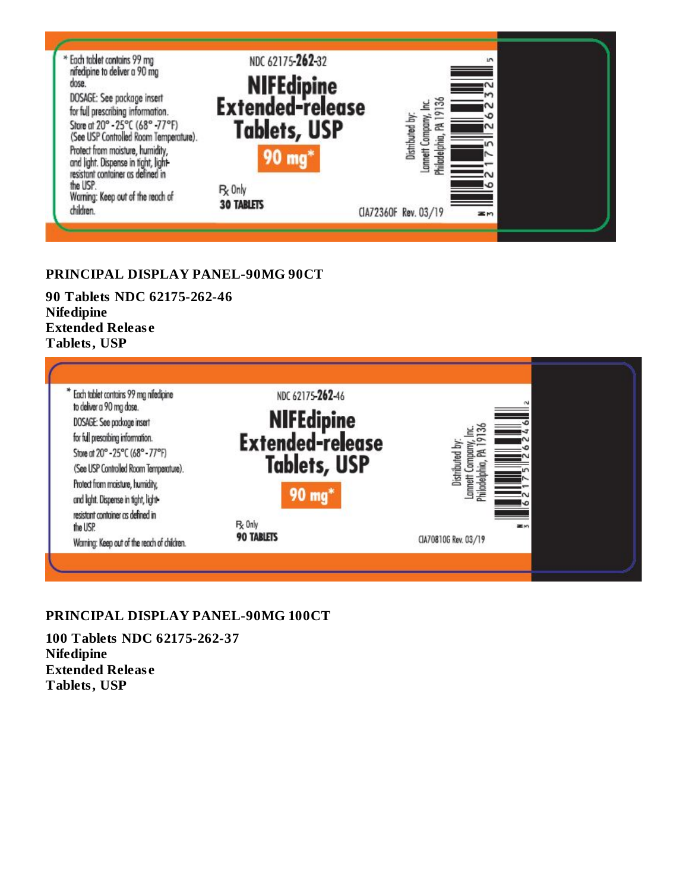\* Each tablet contains 99 mg nifedipine to deliver a 90 mg dose.

DOSAGE: See package insert for full prescribing information.

Store at 20° - 25°C (68° - 77°F) (See USP Controlled Room Temperature).

Protect from moisture, humidity, and light. Dispense in tight, light-resistant container as defined in the USP.

Warning: Keep out of the reach of children.

NDC 62175-262-32

NIFEdipine Extended-release Tablets, USP

90 mg*

℞ Only

30 TABLETS

Distributed by: Lannett Company, Inc. Philadelphia, PA 19136

CIA72360F Rev. 03/19

**PRINCIPAL DISPLAY PANEL-90MG 90CT**

**90 Tablets NDC 62175-262-46**
**Nifedipine**
**Extended Release**
**Tablets, USP**

\* Each tablet contains 99 mg nifedipine to deliver a 90 mg dose.

DOSAGE: See package insert for full prescribing information.

Store at 20° - 25°C (68° - 77°F) (See USP Controlled Room Temperature).

Protect from moisture, humidity, and light. Dispense in tight, light-resistant container as defined in the USP.

Warning: Keep out of the reach of children.

NDC 62175-262-46

NIFEdipine Extended-release Tablets, USP

90 mg*

℞ Only

90 TABLETS

Distributed by: Lannett Company, Inc. Philadelphia, PA 19136

CIA70810G Rev. 03/19

**PRINCIPAL DISPLAY PANEL-90MG 100CT**

**100 Tablets NDC 62175-262-37**
**Nifedipine**
**Extended Release**
**Tablets, USP**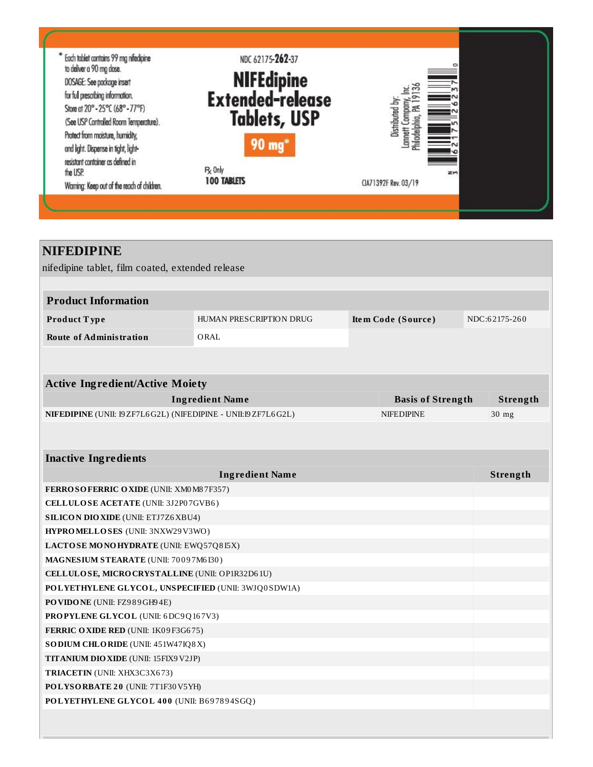\* Each tablet contains 99 mg nifedipine to deliver a 90 mg dose.

DOSAGE: See package insert for full prescribing information.

Store at 20° - 25°C (68° - 77°F) (See USP Controlled Room Temperature).

Protect from moisture, humidity, and light. Dispense in tight, light-resistant container as defined in the USP.

Warning: Keep out of the reach of children.

NDC 62175-262-37

**NIFEdipine Extended-release Tablets, USP**

**90 mg\***

℞ Only

**100 TABLETS**

Distributed by:
Lannett Company, Inc.
Philadelphia, PA 19136

CIA71392F Rev. 03/19

# NIFEDIPINE

nifedipine tablet, film coated, extended release

| Product Information | | | |
|---|---|---|---|
| **Product Type** | HUMAN PRESCRIPTION DRUG | **Item Code (Source)** | NDC:62175-260 |
| **Route of Administration** | ORAL | | |

| Active Ingredient/Active Moiety | | |
|---|---|---|
| **Ingredient Name** | **Basis of Strength** | **Strength** |
| **NIFEDIPINE** (UNII: I9ZF7L6G2L) (NIFEDIPINE - UNII:I9ZF7L6G2L) | NIFEDIPINE | 30 mg |

| Inactive Ingredients | |
|---|---|
| **Ingredient Name** | **Strength** |
| **FERROSOFERRIC OXIDE** (UNII: XM0M87F357) | |
| **CELLULOSE ACETATE** (UNII: 3J2P07GVB6) | |
| **SILICON DIOXIDE** (UNII: ETJ7Z6XBU4) | |
| **HYPROMELLOSES** (UNII: 3NXW29V3WO) | |
| **LACTOSE MONOHYDRATE** (UNII: EWQ57Q8I5X) | |
| **MAGNESIUM STEARATE** (UNII: 70097M6I30) | |
| **CELLULOSE, MICROCRYSTALLINE** (UNII: OP1R32D61U) | |
| **POLYETHYLENE GLYCOL, UNSPECIFIED** (UNII: 3WJQ0SDW1A) | |
| **POVIDONE** (UNII: FZ989GH94E) | |
| **PROPYLENE GLYCOL** (UNII: 6DC9Q167V3) | |
| **FERRIC OXIDE RED** (UNII: 1K09F3G675) | |
| **SODIUM CHLORIDE** (UNII: 451W47IQ8X) | |
| **TITANIUM DIOXIDE** (UNII: 15FIX9V2JP) | |
| **TRIACETIN** (UNII: XHX3C3X673) | |
| **POLYSORBATE 20** (UNII: 7T1F30V5YH) | |
| **POLYETHYLENE GLYCOL 400** (UNII: B697894SGQ) | |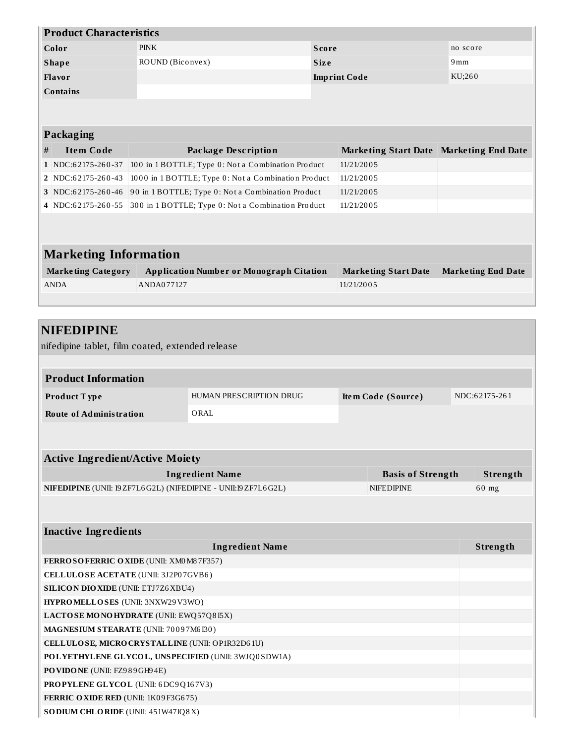### Product Characteristics

| | | | |
|---|---|---|---|
| **Color** | PINK | **Score** | no score |
| **Shape** | ROUND (Biconvex) | **Size** | 9mm |
| **Flavor** | | **Imprint Code** | KU;260 |
| **Contains** | | | |

### Packaging

| # | Item Code | Package Description | Marketing Start Date | Marketing End Date |
|---|---|---|---|---|
| 1 | NDC:62175-260-37 | 100 in 1 BOTTLE; Type 0: Not a Combination Product | 11/21/2005 | |
| 2 | NDC:62175-260-43 | 1000 in 1 BOTTLE; Type 0: Not a Combination Product | 11/21/2005 | |
| 3 | NDC:62175-260-46 | 90 in 1 BOTTLE; Type 0: Not a Combination Product | 11/21/2005 | |
| 4 | NDC:62175-260-55 | 300 in 1 BOTTLE; Type 0: Not a Combination Product | 11/21/2005 | |

## Marketing Information

| Marketing Category | Application Number or Monograph Citation | Marketing Start Date | Marketing End Date |
|---|---|---|---|
| ANDA | ANDA077127 | 11/21/2005 | |

# NIFEDIPINE

nifedipine tablet, film coated, extended release

### Product Information

| | | | |
|---|---|---|---|
| **Product Type** | HUMAN PRESCRIPTION DRUG | **Item Code (Source)** | NDC:62175-261 |
| **Route of Administration** | ORAL | | |

### Active Ingredient/Active Moiety

| Ingredient Name | Basis of Strength | Strength |
|---|---|---|
| **NIFEDIPINE** (UNII: I9ZF7L6G2L) (NIFEDIPINE - UNII:I9ZF7L6G2L) | NIFEDIPINE | 60 mg |

### Inactive Ingredients

| Ingredient Name | Strength |
|---|---|
| **FERROSOFERRIC OXIDE** (UNII: XM0M87F357) | |
| **CELLULOSE ACETATE** (UNII: 3J2P07GVB6) | |
| **SILICON DIOXIDE** (UNII: ETJ7Z6XBU4) | |
| **HYPROMELLOSES** (UNII: 3NXW29V3WO) | |
| **LACTOSE MONOHYDRATE** (UNII: EWQ57Q8I5X) | |
| **MAGNESIUM STEARATE** (UNII: 70097M6I30) | |
| **CELLULOSE, MICROCRYSTALLINE** (UNII: OP1R32D61U) | |
| **POLYETHYLENE GLYCOL, UNSPECIFIED** (UNII: 3WJQ0SDW1A) | |
| **POVIDONE** (UNII: FZ989GH94E) | |
| **PROPYLENE GLYCOL** (UNII: 6DC9Q167V3) | |
| **FERRIC OXIDE RED** (UNII: 1K09F3G675) | |
| **SODIUM CHLORIDE** (UNII: 451W47IQ8X) | |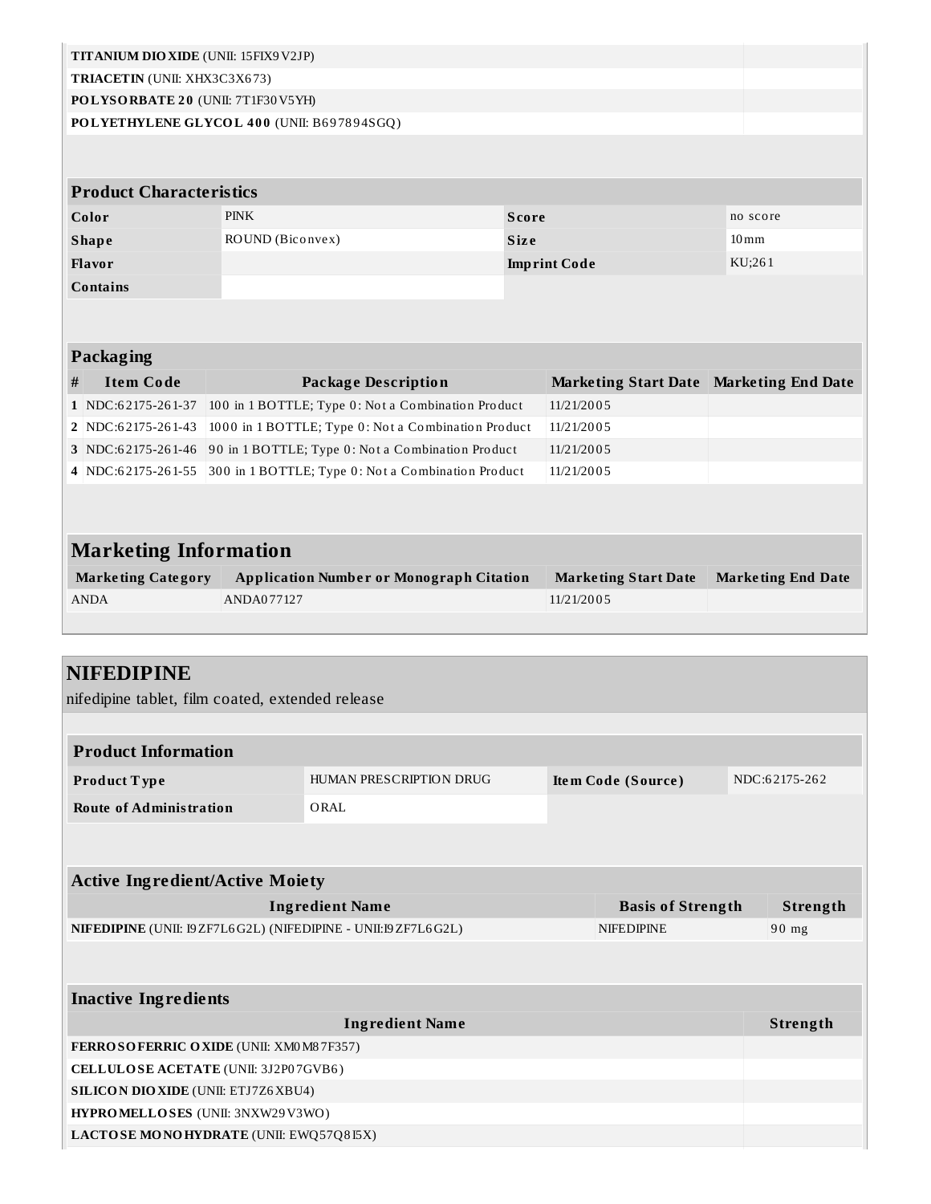| | |
|---|---|
| **TITANIUM DIOXIDE** (UNII: 15FIX9V2JP) | |
| **TRIACETIN** (UNII: XHX3C3X673) | |
| **POLYSORBATE 20** (UNII: 7T1F30V5YH) | |
| **POLYETHYLENE GLYCOL 400** (UNII: B697894SGQ) | |

| Product Characteristics | | | |
|---|---|---|---|
| **Color** | PINK | **Score** | no score |
| **Shape** | ROUND (Biconvex) | **Size** | 10mm |
| **Flavor** | | **Imprint Code** | KU;261 |
| **Contains** | | | |

| Packaging | | | | |
|---|---|---|---|---|
| **#** | **Item Code** | **Package Description** | **Marketing Start Date** | **Marketing End Date** |
| **1** | NDC:62175-261-37 | 100 in 1 BOTTLE; Type 0: Not a Combination Product | 11/21/2005 | |
| **2** | NDC:62175-261-43 | 1000 in 1 BOTTLE; Type 0: Not a Combination Product | 11/21/2005 | |
| **3** | NDC:62175-261-46 | 90 in 1 BOTTLE; Type 0: Not a Combination Product | 11/21/2005 | |
| **4** | NDC:62175-261-55 | 300 in 1 BOTTLE; Type 0: Not a Combination Product | 11/21/2005 | |

## Marketing Information

| Marketing Category | Application Number or Monograph Citation | Marketing Start Date | Marketing End Date |
|---|---|---|---|
| ANDA | ANDA077127 | 11/21/2005 | |

# NIFEDIPINE

nifedipine tablet, film coated, extended release

| Product Information | | | |
|---|---|---|---|
| **Product Type** | HUMAN PRESCRIPTION DRUG | **Item Code (Source)** | NDC:62175-262 |
| **Route of Administration** | ORAL | | |

| Active Ingredient/Active Moiety | | |
|---|---|---|
| **Ingredient Name** | **Basis of Strength** | **Strength** |
| **NIFEDIPINE** (UNII: I9ZF7L6G2L) (NIFEDIPINE - UNII:I9ZF7L6G2L) | NIFEDIPINE | 90 mg |

| Inactive Ingredients | |
|---|---|
| **Ingredient Name** | **Strength** |
| **FERROSOFERRIC OXIDE** (UNII: XM0M87F357) | |
| **CELLULOSE ACETATE** (UNII: 3J2P07GVB6) | |
| **SILICON DIOXIDE** (UNII: ETJ7Z6XBU4) | |
| **HYPROMELLOSES** (UNII: 3NXW29V3WO) | |
| **LACTOSE MONOHYDRATE** (UNII: EWQ57Q8I5X) | |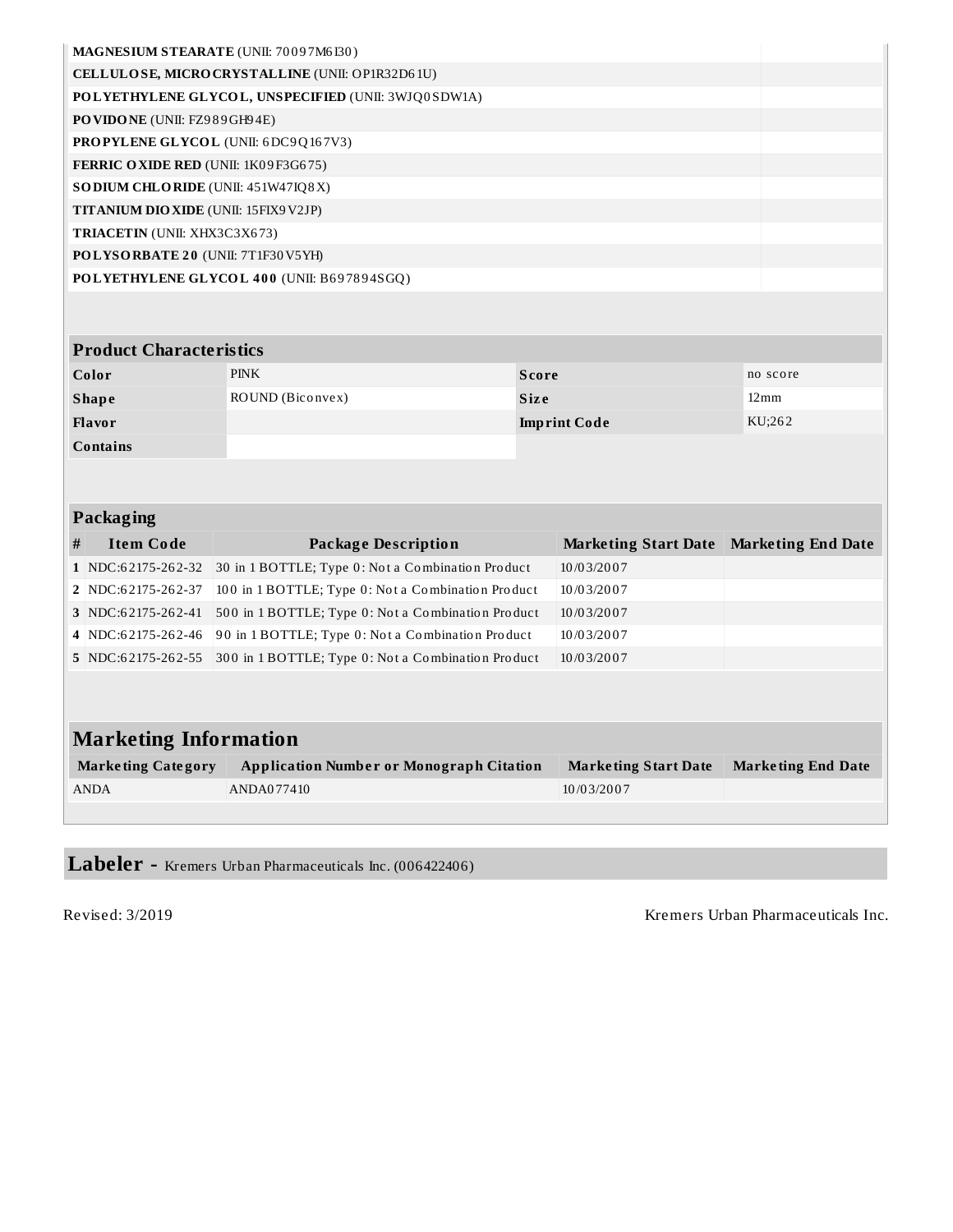| | |
|---|---|
| **MAGNESIUM STEARATE** (UNII: 70097M6I30) | |
| **CELLULOSE, MICROCRYSTALLINE** (UNII: OP1R32D61U) | |
| **POLYETHYLENE GLYCOL, UNSPECIFIED** (UNII: 3WJQ0SDW1A) | |
| **POVIDONE** (UNII: FZ989GH94E) | |
| **PROPYLENE GLYCOL** (UNII: 6DC9Q167V3) | |
| **FERRIC OXIDE RED** (UNII: 1K09F3G675) | |
| **SODIUM CHLORIDE** (UNII: 451W47IQ8X) | |
| **TITANIUM DIOXIDE** (UNII: 15FIX9V2JP) | |
| **TRIACETIN** (UNII: XHX3C3X673) | |
| **POLYSORBATE 20** (UNII: 7T1F30V5YH) | |
| **POLYETHYLENE GLYCOL 400** (UNII: B697894SGQ) | |

**Product Characteristics**

| | | | |
|---|---|---|---|
| **Color** | PINK | **Score** | no score |
| **Shape** | ROUND (Biconvex) | **Size** | 12mm |
| **Flavor** | | **Imprint Code** | KU;262 |
| **Contains** | | | |

**Packaging**

| # | Item Code | Package Description | Marketing Start Date | Marketing End Date |
|---|---|---|---|---|
| 1 | NDC:62175-262-32 | 30 in 1 BOTTLE; Type 0: Not a Combination Product | 10/03/2007 | |
| 2 | NDC:62175-262-37 | 100 in 1 BOTTLE; Type 0: Not a Combination Product | 10/03/2007 | |
| 3 | NDC:62175-262-41 | 500 in 1 BOTTLE; Type 0: Not a Combination Product | 10/03/2007 | |
| 4 | NDC:62175-262-46 | 90 in 1 BOTTLE; Type 0: Not a Combination Product | 10/03/2007 | |
| 5 | NDC:62175-262-55 | 300 in 1 BOTTLE; Type 0: Not a Combination Product | 10/03/2007 | |

## Marketing Information

| Marketing Category | Application Number or Monograph Citation | Marketing Start Date | Marketing End Date |
|---|---|---|---|
| ANDA | ANDA077410 | 10/03/2007 | |

## Labeler - Kremers Urban Pharmaceuticals Inc. (006422406)

Revised: 3/2019

Kremers Urban Pharmaceuticals Inc.